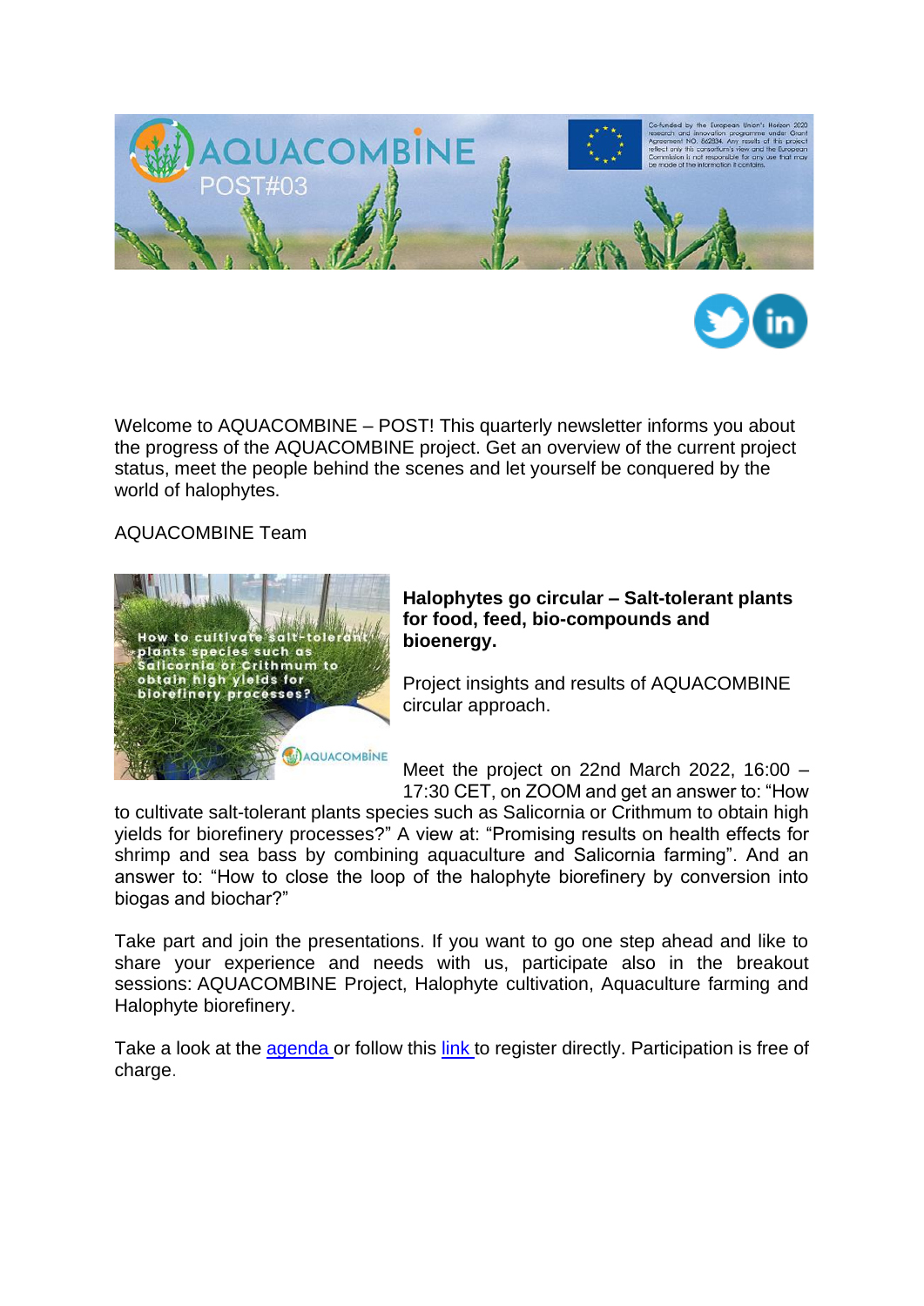Welcome to AQUACOMBINE – POST! This quarterly newsletter informs you about the progress of the AQUACOMBINE project. Get an overview of the current project status, meet the people behind the scenes and let yourself be conquered by the world of halophytes.

AQUACOMBINE Team

**Halophytes go circular – Salt-tolerant plants for food, feed, bio-compounds and bioenergy.**

Project insights and results of AQUACOMBINE circular approach.

Meet the project on 22nd March 2022, 16:00 – 17:30 CET, on ZOOM and get an answer to: "How to cultivate salt-tolerant plants species such as Salicornia or Crithmum to obtain high yields for biorefinery processes?" A view at: "Promising results on health effects for shrimp and sea bass by combining aquaculture and Salicornia farming". And an answer to: "How to close the loop of the halophyte biorefinery by conversion into biogas and biochar?"

Take part and join the presentations. If you want to go one step ahead and like to share your experience and needs with us, participate also in the breakout sessions: AQUACOMBINE Project, Halophyte cultivation, Aquaculture farming and Halophyte biorefinery.

Take a look at the agenda or follow this link to register directly. Participation is free of charge.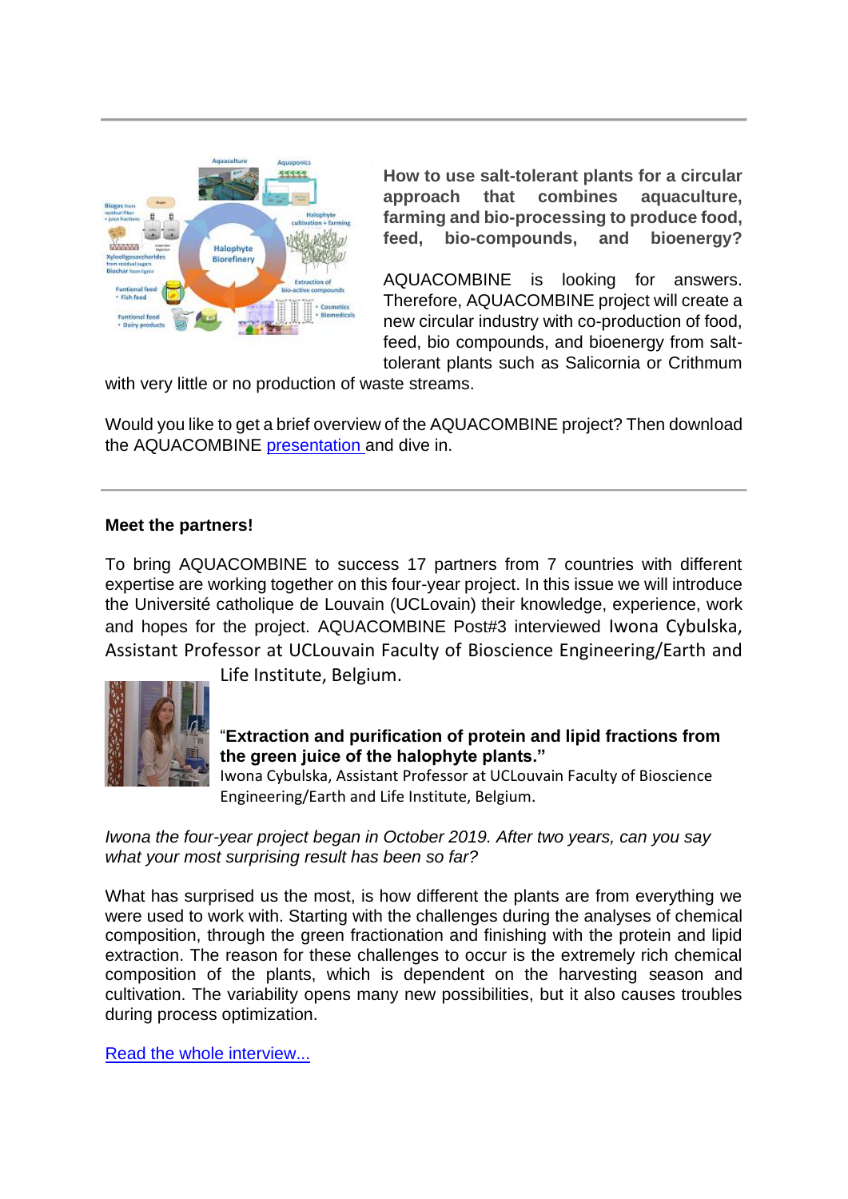**How to use salt-tolerant plants for a circular approach that combines aquaculture, farming and bio-processing to produce food, feed, bio-compounds, and bioenergy?**

AQUACOMBINE is looking for answers. Therefore, AQUACOMBINE project will create a new circular industry with co-production of food, feed, bio compounds, and bioenergy from salt-tolerant plants such as Salicornia or Crithmum with very little or no production of waste streams.

Would you like to get a brief overview of the AQUACOMBINE project? Then download the AQUACOMBINE [presentation](presentation) and dive in.

---

**Meet the partners!**

To bring AQUACOMBINE to success 17 partners from 7 countries with different expertise are working together on this four-year project. In this issue we will introduce the Université catholique de Louvain (UCLovain) their knowledge, experience, work and hopes for the project. AQUACOMBINE Post#3 interviewed Iwona Cybulska, Assistant Professor at UCLouvain Faculty of Bioscience Engineering/Earth and Life Institute, Belgium.

"**Extraction and purification of protein and lipid fractions from the green juice of the halophyte plants."**
Iwona Cybulska, Assistant Professor at UCLouvain Faculty of Bioscience Engineering/Earth and Life Institute, Belgium.

*Iwona the four-year project began in October 2019. After two years, can you say what your most surprising result has been so far?*

What has surprised us the most, is how different the plants are from everything we were used to work with. Starting with the challenges during the analyses of chemical composition, through the green fractionation and finishing with the protein and lipid extraction. The reason for these challenges to occur is the extremely rich chemical composition of the plants, which is dependent on the harvesting season and cultivation. The variability opens many new possibilities, but it also causes troubles during process optimization.

[Read the whole interview...](Read the whole interview...)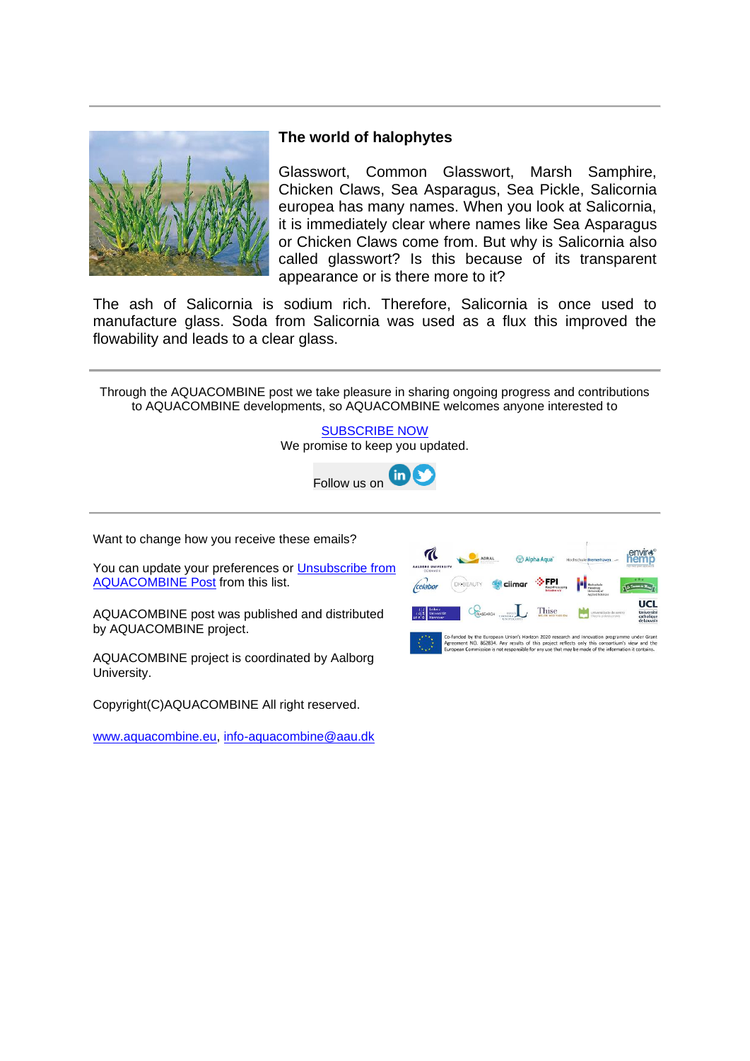### The world of halophytes

Glasswort, Common Glasswort, Marsh Samphire, Chicken Claws, Sea Asparagus, Sea Pickle, Salicornia europea has many names. When you look at Salicornia, it is immediately clear where names like Sea Asparagus or Chicken Claws come from. But why is Salicornia also called glasswort? Is this because of its transparent appearance or is there more to it?

The ash of Salicornia is sodium rich. Therefore, Salicornia is once used to manufacture glass. Soda from Salicornia was used as a flux this improved the flowability and leads to a clear glass.

---

Through the AQUACOMBINE post we take pleasure in sharing ongoing progress and contributions to AQUACOMBINE developments, so AQUACOMBINE welcomes anyone interested to

SUBSCRIBE NOW

We promise to keep you updated.

Follow us on

---

Want to change how you receive these emails?

You can update your preferences or Unsubscribe from AQUACOMBINE Post from this list.

AQUACOMBINE post was published and distributed by AQUACOMBINE project.

AQUACOMBINE project is coordinated by Aalborg University.

Copyright(C)AQUACOMBINE All right reserved.

www.aquacombine.eu, info-aquacombine@aau.dk

Co-funded by the European Union's Horizon 2020 research and innovation programme under Grant Agreement NO. 862834. Any results of this project reflects only this consortium's view and the European Commission is not responsible for any use that may be made of the information it contains.